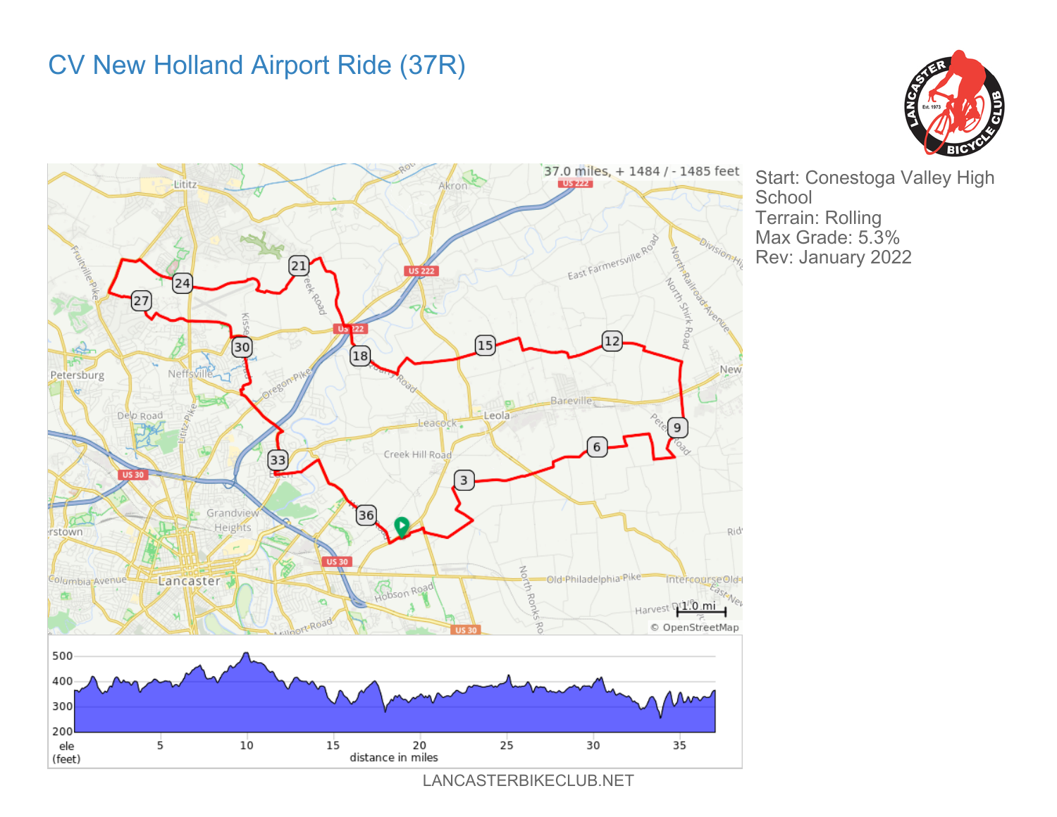# CV New Holland Airport Ride (37R)

37.0 miles, + 1484 / - 1485 feet

Start: Conestoga Valley High School
Terrain: Rolling
Max Grade: 5.3%
Rev: January 2022

LANCASTERBIKECLUB.NET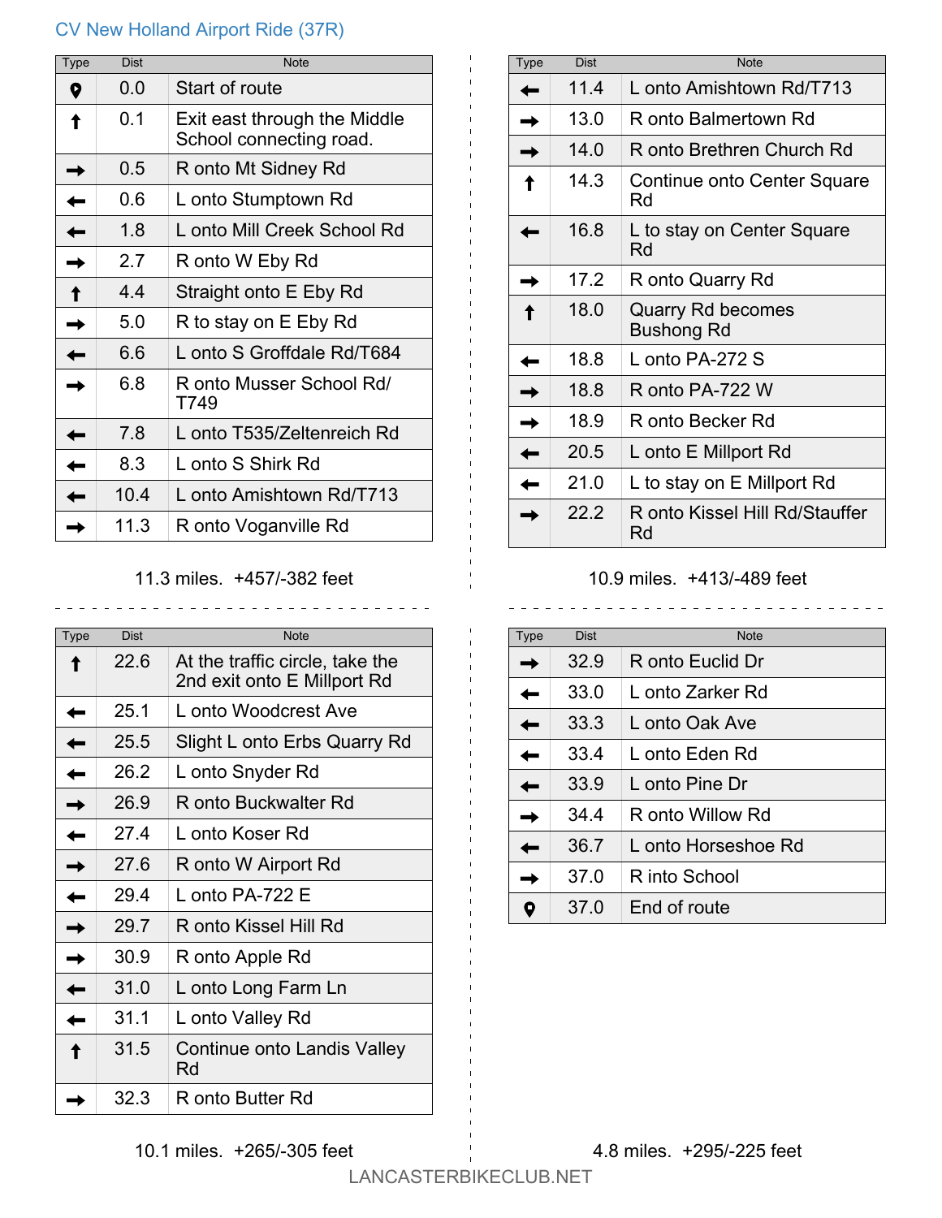# CV New Holland Airport Ride (37R)

| Type | Dist | Note |
|---|---|---|
| Start | 0.0 | Start of route |
| Straight | 0.1 | Exit east through the Middle School connecting road. |
| Right | 0.5 | R onto Mt Sidney Rd |
| Left | 0.6 | L onto Stumptown Rd |
| Left | 1.8 | L onto Mill Creek School Rd |
| Right | 2.7 | R onto W Eby Rd |
| Straight | 4.4 | Straight onto E Eby Rd |
| Right | 5.0 | R to stay on E Eby Rd |
| Left | 6.6 | L onto S Groffdale Rd/T684 |
| Right | 6.8 | R onto Musser School Rd/ T749 |
| Left | 7.8 | L onto T535/Zeltenreich Rd |
| Left | 8.3 | L onto S Shirk Rd |
| Left | 10.4 | L onto Amishtown Rd/T713 |
| Right | 11.3 | R onto Voganville Rd |

11.3 miles. +457/-382 feet

| Type | Dist | Note |
|---|---|---|
| Left | 11.4 | L onto Amishtown Rd/T713 |
| Right | 13.0 | R onto Balmertown Rd |
| Right | 14.0 | R onto Brethren Church Rd |
| Straight | 14.3 | Continue onto Center Square Rd |
| Left | 16.8 | L to stay on Center Square Rd |
| Right | 17.2 | R onto Quarry Rd |
| Straight | 18.0 | Quarry Rd becomes Bushong Rd |
| Left | 18.8 | L onto PA-272 S |
| Right | 18.8 | R onto PA-722 W |
| Right | 18.9 | R onto Becker Rd |
| Left | 20.5 | L onto E Millport Rd |
| Left | 21.0 | L to stay on E Millport Rd |
| Right | 22.2 | R onto Kissel Hill Rd/Stauffer Rd |

10.9 miles. +413/-489 feet

| Type | Dist | Note |
|---|---|---|
| Straight | 22.6 | At the traffic circle, take the 2nd exit onto E Millport Rd |
| Left | 25.1 | L onto Woodcrest Ave |
| Left | 25.5 | Slight L onto Erbs Quarry Rd |
| Left | 26.2 | L onto Snyder Rd |
| Right | 26.9 | R onto Buckwalter Rd |
| Left | 27.4 | L onto Koser Rd |
| Right | 27.6 | R onto W Airport Rd |
| Left | 29.4 | L onto PA-722 E |
| Right | 29.7 | R onto Kissel Hill Rd |
| Right | 30.9 | R onto Apple Rd |
| Left | 31.0 | L onto Long Farm Ln |
| Left | 31.1 | L onto Valley Rd |
| Straight | 31.5 | Continue onto Landis Valley Rd |
| Right | 32.3 | R onto Butter Rd |

10.1 miles. +265/-305 feet

| Type | Dist | Note |
|---|---|---|
| Right | 32.9 | R onto Euclid Dr |
| Left | 33.0 | L onto Zarker Rd |
| Left | 33.3 | L onto Oak Ave |
| Left | 33.4 | L onto Eden Rd |
| Left | 33.9 | L onto Pine Dr |
| Right | 34.4 | R onto Willow Rd |
| Left | 36.7 | L onto Horseshoe Rd |
| Right | 37.0 | R into School |
| End | 37.0 | End of route |

4.8 miles. +295/-225 feet

LANCASTERBIKECLUB.NET